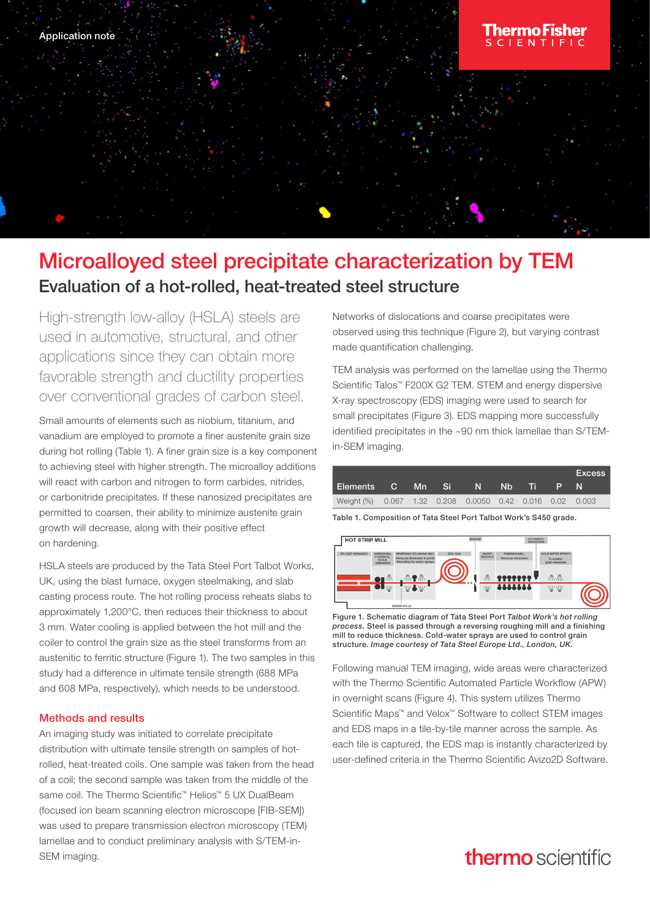Application note

# Microalloyed steel precipitate characterization by TEM

## Evaluation of a hot-rolled, heat-treated steel structure

High-strength low-alloy (HSLA) steels are used in automotive, structural, and other applications since they can obtain more favorable strength and ductility properties over conventional grades of carbon steel.

Small amounts of elements such as niobium, titanium, and vanadium are employed to promote a finer austenite grain size during hot rolling (Table 1). A finer grain size is a key component to achieving steel with higher strength. The microalloy additions will react with carbon and nitrogen to form carbides, nitrides, or carbonitride precipitates. If these nanosized precipitates are permitted to coarsen, their ability to minimize austenite grain growth will decrease, along with their positive effect on hardening.

HSLA steels are produced by the Tata Steel Port Talbot Works, UK, using the blast furnace, oxygen steelmaking, and slab casting process route. The hot rolling process reheats slabs to approximately 1,200°C, then reduces their thickness to about 3 mm. Water cooling is applied between the hot mill and the coiler to control the grain size as the steel transforms from an austenitic to ferritic structure (Figure 1). The two samples in this study had a difference in ultimate tensile strength (688 MPa and 608 MPa, respectively), which needs to be understood.

### Methods and results

An imaging study was initiated to correlate precipitate distribution with ultimate tensile strength on samples of hot-rolled, heat-treated coils. One sample was taken from the head of a coil; the second sample was taken from the middle of the same coil. The Thermo Scientific™ Helios™ 5 UX DualBeam (focused ion beam scanning electron microscope [FIB-SEM]) was used to prepare transmission electron microscopy (TEM) lamellae and to conduct preliminary analysis with S/TEM-in-SEM imaging.

Networks of dislocations and coarse precipitates were observed using this technique (Figure 2), but varying contrast made quantification challenging.

TEM analysis was performed on the lamellae using the Thermo Scientific Talos™ F200X G2 TEM. STEM and energy dispersive X-ray spectroscopy (EDS) imaging were used to search for small precipitates (Figure 3). EDS mapping more successfully identified precipitates in the ~90 nm thick lamellae than S/TEM-in-SEM imaging.

| Elements | C | Mn | Si | N | Nb | Ti | P | Excess N |
|---|---|---|---|---|---|---|---|---|
| Weight (%) | 0.067 | 1.32 | 0.208 | 0.0050 | 0.42 | 0.016 | 0.02 | 0.003 |

Table 1. Composition of Tata Steel Port Talbot Work's S450 grade.

Figure 1. Schematic diagram of Tata Steel Port *Talbot Work's hot rolling process.* Steel is passed through a reversing roughing mill and a finishing mill to reduce thickness. Cold-water sprays are used to control grain structure. *Image courtesy of Tata Steel Europe Ltd., London, UK.*

Following manual TEM imaging, wide areas were characterized with the Thermo Scientific Automated Particle Workflow (APW) in overnight scans (Figure 4). This system utilizes Thermo Scientific Maps™ and Velox™ Software to collect STEM images and EDS maps in a tile-by-tile manner across the sample. As each tile is captured, the EDS map is instantly characterized by user-defined criteria in the Thermo Scientific Avizo2D Software.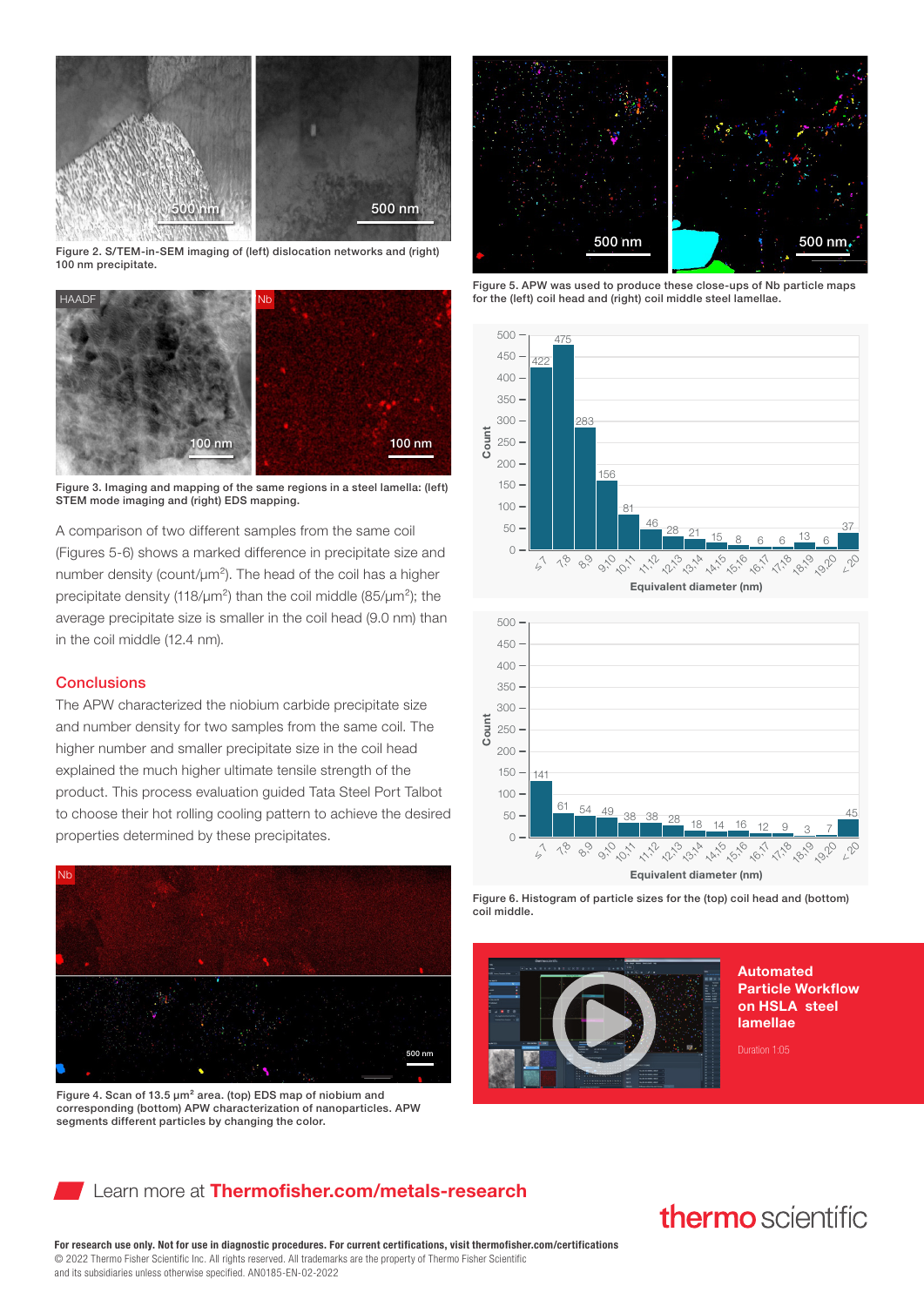500 nm

500 nm

Figure 2. S/TEM-in-SEM imaging of (left) dislocation networks and (right) 100 nm precipitate.

HAADF

100 nm

Nb

100 nm

Figure 3. Imaging and mapping of the same regions in a steel lamella: (left) STEM mode imaging and (right) EDS mapping.

A comparison of two different samples from the same coil (Figures 5-6) shows a marked difference in precipitate size and number density (count/µm$^2$). The head of the coil has a higher precipitate density (118/µm$^2$) than the coil middle (85/µm$^2$); the average precipitate size is smaller in the coil head (9.0 nm) than in the coil middle (12.4 nm).

## Conclusions

The APW characterized the niobium carbide precipitate size and number density for two samples from the same coil. The higher number and smaller precipitate size in the coil head explained the much higher ultimate tensile strength of the product. This process evaluation guided Tata Steel Port Talbot to choose their hot rolling cooling pattern to achieve the desired properties determined by these precipitates.

Nb

500 nm

Figure 4. Scan of 13.5 µm$^2$ area. (top) EDS map of niobium and corresponding (bottom) APW characterization of nanoparticles. APW segments different particles by changing the color.

500 nm

500 nm

Figure 5. APW was used to produce these close-ups of Nb particle maps for the (left) coil head and (right) coil middle steel lamellae.

Count

500, 450, 400, 350, 300, 250, 200, 150, 100, 50, 0

422, 475, 283, 156, 81, 46, 28, 21, 15, 8, 6, 6, 13, 6, 37

≤7, 7,8, 8,9, 9,10, 10,11, 11,12, 12,13, 13,14, 14,15, 15,16, 16,17, 17,18, 18,19, 19,20, <20

Equivalent diameter (nm)

Count

500, 450, 400, 350, 300, 250, 200, 150, 100, 50, 0

141, 61, 54, 49, 38, 38, 28, 18, 14, 16, 12, 9, 3, 7, 45

≤7, 7,8, 8,9, 9,10, 10,11, 11,12, 12,13, 13,14, 14,15, 15,16, 16,17, 17,18, 18,19, 19,20, <20

Equivalent diameter (nm)

Figure 6. Histogram of particle sizes for the (top) coil head and (bottom) coil middle.

**Automated Particle Workflow on HSLA steel lamellae**

Duration 1:05

Learn more at **Thermofisher.com/metals-research**

thermo scientific

**For research use only. Not for use in diagnostic procedures. For current certifications, visit thermofisher.com/certifications**
© 2022 Thermo Fisher Scientific Inc. All rights reserved. All trademarks are the property of Thermo Fisher Scientific and its subsidiaries unless otherwise specified. AN0185-EN-02-2022